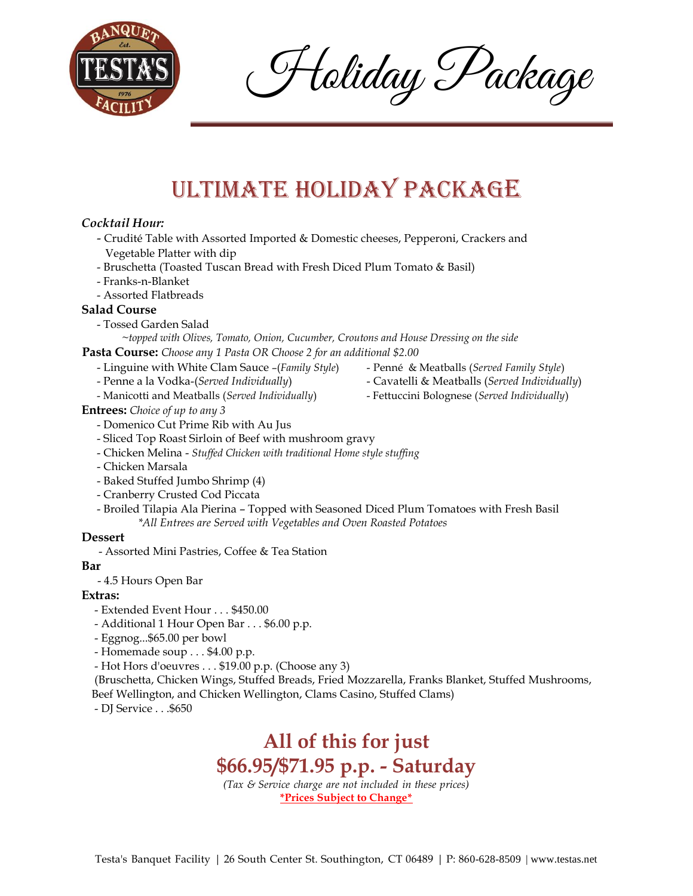# Holiday Package

## ULTIMATE HOLIDAY PACKAGE

***Cocktail Hour:***

- Crudité Table with Assorted Imported & Domestic cheeses, Pepperoni, Crackers and Vegetable Platter with dip
- Bruschetta (Toasted Tuscan Bread with Fresh Diced Plum Tomato & Basil)
- Franks-n-Blanket
- Assorted Flatbreads

**Salad Course**

- Tossed Garden Salad
  *~topped with Olives, Tomato, Onion, Cucumber, Croutons and House Dressing on the side*

**Pasta Course:** *Choose any 1 Pasta OR Choose 2 for an additional $2.00*

- Linguine with White Clam Sauce –(*Family Style*)
- Penne a la Vodka-(*Served Individually*)
- Manicotti and Meatballs (*Served Individually*)
- Penné & Meatballs (*Served Family Style*)
- Cavatelli & Meatballs (*Served Individually*)
- Fettuccini Bolognese (*Served Individually*)

**Entrees:** *Choice of up to any 3*

- Domenico Cut Prime Rib with Au Jus
- Sliced Top Roast Sirloin of Beef with mushroom gravy
- Chicken Melina - *Stuffed Chicken with traditional Home style stuffing*
- Chicken Marsala
- Baked Stuffed Jumbo Shrimp (4)
- Cranberry Crusted Cod Piccata
- Broiled Tilapia Ala Pierina – Topped with Seasoned Diced Plum Tomatoes with Fresh Basil

*\*All Entrees are Served with Vegetables and Oven Roasted Potatoes*

**Dessert**

- Assorted Mini Pastries, Coffee & Tea Station

**Bar**

- 4.5 Hours Open Bar

**Extras:**

- Extended Event Hour . . . $450.00
- Additional 1 Hour Open Bar . . . $6.00 p.p.
- Eggnog...$65.00 per bowl
- Homemade soup . . . $4.00 p.p.
- Hot Hors d'oeuvres . . . $19.00 p.p. (Choose any 3)
  (Bruschetta, Chicken Wings, Stuffed Breads, Fried Mozzarella, Franks Blanket, Stuffed Mushrooms, Beef Wellington, and Chicken Wellington, Clams Casino, Stuffed Clams)
- DJ Service . . .$650

## All of this for just
## $66.95/$71.95 p.p. - Saturday

*(Tax & Service charge are not included in these prices)*

**\*Prices Subject to Change\***

Testa's Banquet Facility | 26 South Center St. Southington, CT 06489 | P: 860-628-8509 | www.testas.net